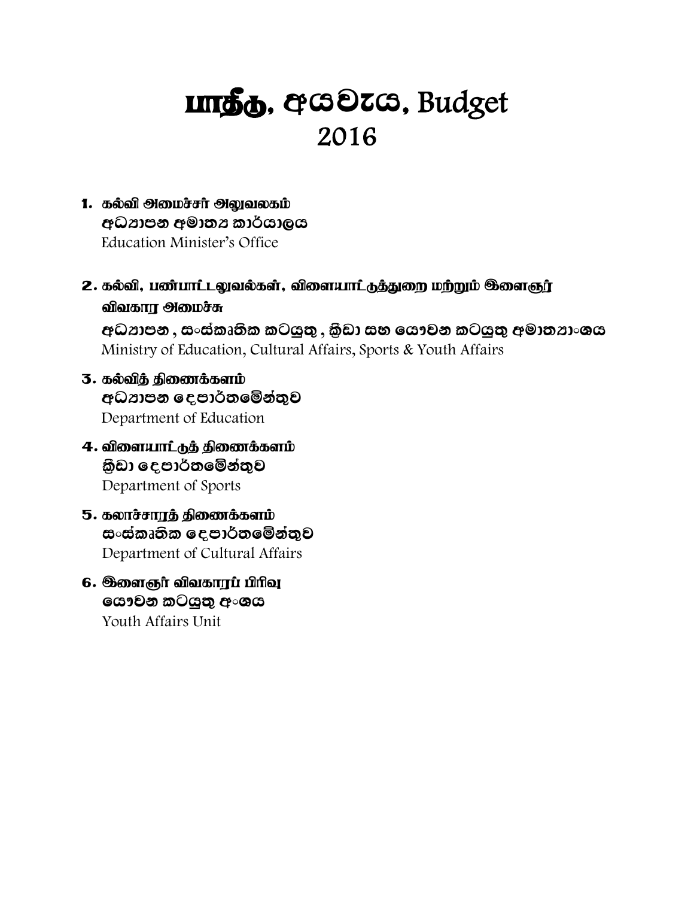# பாதீடு, අයවැය, Budget
# 2016

1. கல்வி அமைச்சர் அலுவலகம்
   අධ්‍යාපන අමාත්‍ය කාර්යාලය
   Education Minister's Office

2. கல்வி, பண்பாட்டலுவல்கள், விளையாட்டுத்துறை மற்றும் இளைஞர் விவகார அமைச்சு
   අධ්‍යාපන , සංස්කෘතික කටයුතු , ක්‍රීඩා සහ යෞවන කටයුතු අමාත්‍යාංශය
   Ministry of Education, Cultural Affairs, Sports & Youth Affairs

3. கல்வித் திணைக்களம்
   අධ්‍යාපන දෙපාර්තමේන්තුව
   Department of Education

4. விளையாட்டுத் திணைக்களம்
   ක්‍රීඩා දෙපාර්තමේන්තුව
   Department of Sports

5. கலாச்சாரத் திணைக்களம்
   සංස්කෘතික දෙපාර්තමේන්තුව
   Department of Cultural Affairs

6. இளைஞர் விவகாரப் பிரிவு
   යෞවන කටයුතු අංශය
   Youth Affairs Unit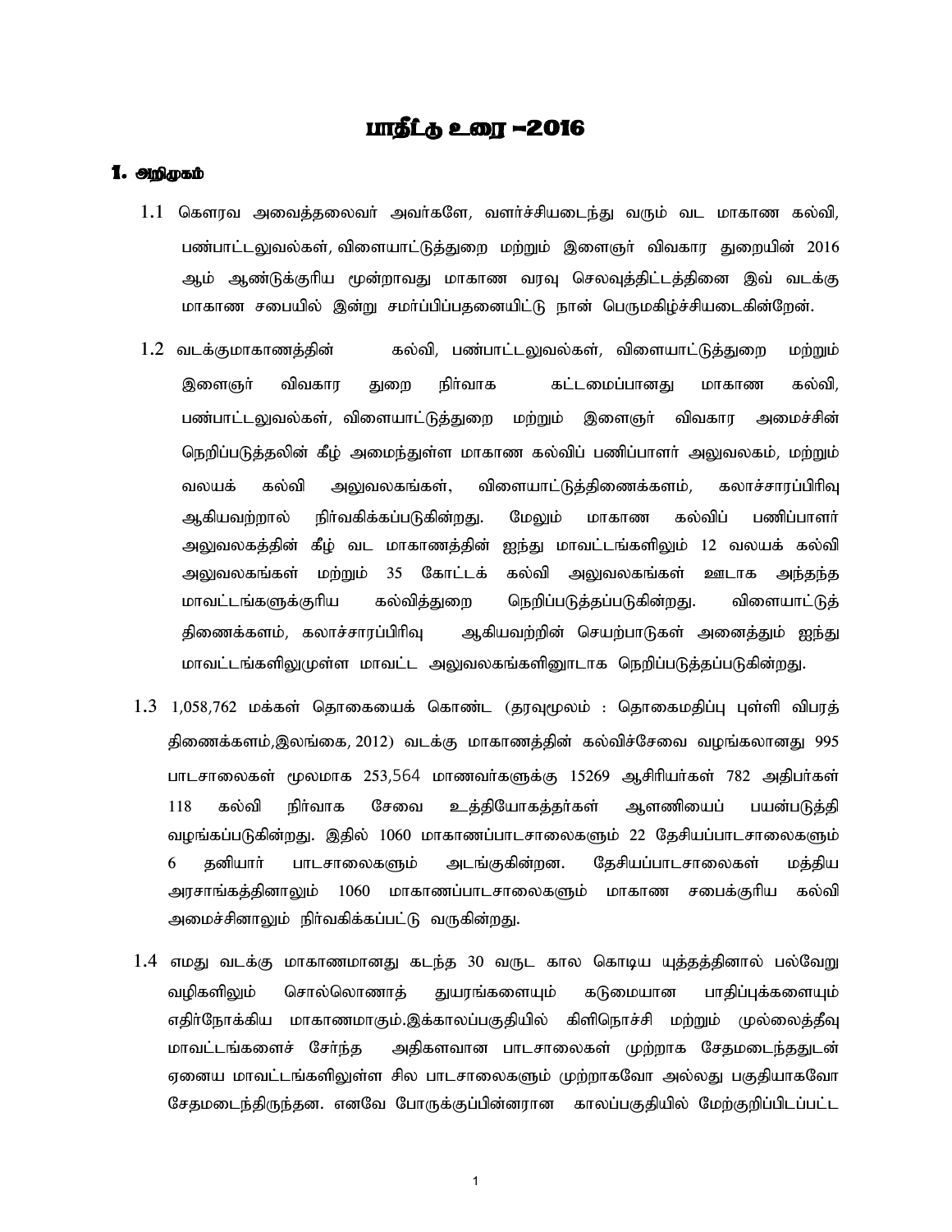# பாதீட்டு உரை –2016

## 1. அறிமுகம்

1.1 கௌரவ அவைத்தலைவர் அவர்களே, வளர்ச்சியடைந்து வரும் வட மாகாண கல்வி, பண்பாட்டலுவல்கள், விளையாட்டுத்துறை மற்றும் இளைஞர் விவகார துறையின் 2016 ஆம் ஆண்டுக்குரிய மூன்றாவது மாகாண வரவு செலவுத்திட்டத்தினை இவ் வடக்கு மாகாண சபையில் இன்று சமர்ப்பிப்பதனையிட்டு நான் பெருமகிழ்ச்சியடைகின்றேன்.

1.2 வடக்குமாகாணத்தின் கல்வி, பண்பாட்டலுவல்கள், விளையாட்டுத்துறை மற்றும் இளைஞர் விவகார துறை நிர்வாக கட்டமைப்பானது மாகாண கல்வி, பண்பாட்டலுவல்கள், விளையாட்டுத்துறை மற்றும் இளைஞர் விவகார அமைச்சின் நெறிப்படுத்தலின் கீழ் அமைந்துள்ள மாகாண கல்விப் பணிப்பாளர் அலுவலகம், மற்றும் வலயக் கல்வி அலுவலகங்கள், விளையாட்டுத்திணைக்களம், கலாச்சாரப்பிரிவு ஆகியவற்றால் நிர்வகிக்கப்படுகின்றது. மேலும் மாகாண கல்விப் பணிப்பாளர் அலுவலகத்தின் கீழ் வட மாகாணத்தின் ஐந்து மாவட்டங்களிலும் 12 வலயக் கல்வி அலுவலகங்கள் மற்றும் 35 கோட்டக் கல்வி அலுவலகங்கள் ஊடாக அந்தந்த மாவட்டங்களுக்குரிய கல்வித்துறை நெறிப்படுத்தப்படுகின்றது. விளையாட்டுத் திணைக்களம், கலாச்சாரப்பிரிவு ஆகியவற்றின் செயற்பாடுகள் அனைத்தும் ஐந்து மாவட்டங்களிலுமுள்ள மாவட்ட அலுவலகங்களினூடாக நெறிப்படுத்தப்படுகின்றது.

1.3 1,058,762 மக்கள் தொகையைக் கொண்ட (தரவுமூலம் : தொகைமதிப்பு புள்ளி விபரத் திணைக்களம்,இலங்கை, 2012) வடக்கு மாகாணத்தின் கல்விச்சேவை வழங்கலானது 995 பாடசாலைகள் மூலமாக 253,564 மாணவர்களுக்கு 15269 ஆசிரியர்கள் 782 அதிபர்கள் 118 கல்வி நிர்வாக சேவை உத்தியோகத்தர்கள் ஆளணியைப் பயன்படுத்தி வழங்கப்படுகின்றது. இதில் 1060 மாகாணப்பாடசாலைகளும் 22 தேசியப்பாடசாலைகளும் 6 தனியார் பாடசாலைகளும் அடங்குகின்றன. தேசியப்பாடசாலைகள் மத்திய அரசாங்கத்தினாலும் 1060 மாகாணப்பாடசாலைகளும் மாகாண சபைக்குரிய கல்வி அமைச்சினாலும் நிர்வகிக்கப்பட்டு வருகின்றது.

1.4 எமது வடக்கு மாகாணமானது கடந்த 30 வருட கால கொடிய யுத்தத்தினால் பல்வேறு வழிகளிலும் சொல்லொணாத் துயரங்களையும் கடுமையான பாதிப்புக்களையும் எதிர்நோக்கிய மாகாணமாகும்.இக்காலப்பகுதியில் கிளிநொச்சி மற்றும் முல்லைத்தீவு மாவட்டங்களைச் சேர்ந்த அதிகளவான பாடசாலைகள் முற்றாக சேதமடைந்ததுடன் ஏனைய மாவட்டங்களிலுள்ள சில பாடசாலைகளும் முற்றாகவோ அல்லது பகுதியாகவோ சேதமடைந்திருந்தன. எனவே போருக்குப்பின்னரான காலப்பகுதியில் மேற்குறிப்பிடப்பட்ட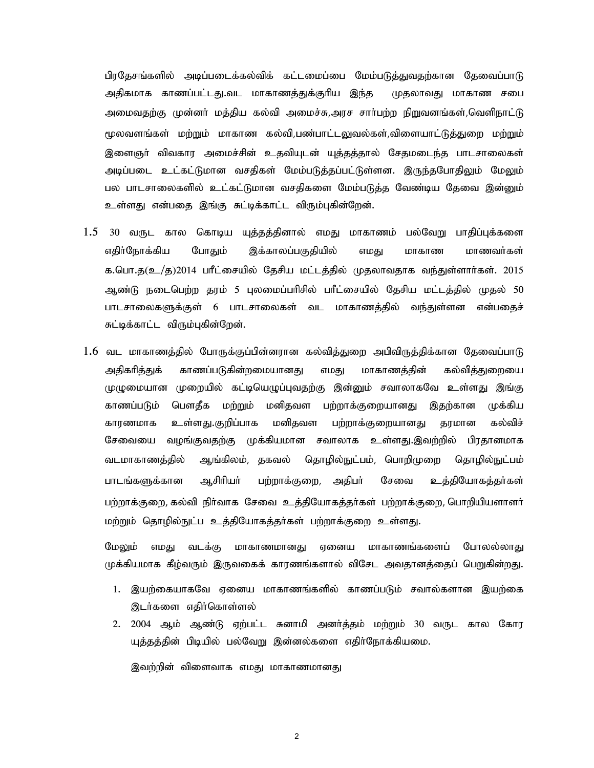பிரதேசங்களில் அடிப்படைக்கல்விக் கட்டமைப்பை மேம்படுத்துவதற்கான தேவைப்பாடு அதிகமாக காணப்பட்டது.வட மாகாணத்துக்குரிய இந்த முதலாவது மாகாண சபை அமைவதற்கு முன்னர் மத்திய கல்வி அமைச்சு,அரச சார்பற்ற நிறுவனங்கள்,வெளிநாட்டு மூலவளங்கள் மற்றும் மாகாண கல்வி,பண்பாட்டலுவல்கள்,விளையாட்டுத்துறை மற்றும் இளைஞர் விவகார அமைச்சின் உதவியுடன் யுத்தத்தால் சேதமடைந்த பாடசாலைகள் அடிப்படை உட்கட்டுமான வசதிகள் மேம்படுத்தப்பட்டுள்ளன. இருந்தபோதிலும் மேலும் பல பாடசாலைகளில் உட்கட்டுமான வசதிகளை மேம்படுத்த வேண்டிய தேவை இன்னும் உள்ளது என்பதை இங்கு சுட்டிக்காட்ட விரும்புகின்றேன்.

1.5 30 வருட கால கொடிய யுத்தத்தினால் எமது மாகாணம் பல்வேறு பாதிப்புக்களை எதிர்நோக்கிய போதும் இக்காலப்பகுதியில் எமது மாகாண மாணவர்கள் க.பொ.த(உ/த)2014 பரீட்சையில் தேசிய மட்டத்தில் முதலாவதாக வந்துள்ளார்கள். 2015 ஆண்டு நடைபெற்ற தரம் 5 புலமைப்பரிசில் பரீட்சையில் தேசிய மட்டத்தில் முதல் 50 பாடசாலைகளுக்குள் 6 பாடசாலைகள் வட மாகாணத்தில் வந்துள்ளன என்பதைச் சுட்டிக்காட்ட விரும்புகின்றேன்.

1.6 வட மாகாணத்தில் போருக்குப்பின்னரான கல்வித்துறை அபிவிருத்திக்கான தேவைப்பாடு அதிகரித்துக் காணப்படுகின்றமையானது எமது மாகாணத்தின் கல்வித்துறையை முழுமையான முறையில் கட்டியெழுப்புவதற்கு இன்னும் சவாலாகவே உள்ளது இங்கு காணப்படும் பௌதீக மற்றும் மனிதவள பற்றாக்குறையானது இதற்கான முக்கிய காரணமாக உள்ளது.குறிப்பாக மனிதவள பற்றாக்குறையானது தரமான கல்விச் சேவையை வழங்குவதற்கு முக்கியமான சவாலாக உள்ளது.இவற்றில் பிரதானமாக வடமாகாணத்தில் ஆங்கிலம், தகவல் தொழில்நுட்பம், பொறிமுறை தொழில்நுட்பம் பாடங்களுக்கான ஆசிரியர் பற்றாக்குறை, அதிபர் சேவை உத்தியோகத்தர்கள் பற்றாக்குறை, கல்வி நிர்வாக சேவை உத்தியோகத்தர்கள் பற்றாக்குறை, பொறியியளாளர் மற்றும் தொழில்நுட்ப உத்தியோகத்தர்கள் பற்றாக்குறை உள்ளது.

மேலும் எமது வடக்கு மாகாணமானது ஏனைய மாகாணங்களைப் போலல்லாது முக்கியமாக கீழ்வரும் இருவகைக் காரணங்களால் விசேட அவதானத்தைப் பெறுகின்றது.

1. இயற்கையாகவே ஏனைய மாகாணங்களில் காணப்படும் சவால்களான இயற்கை இடர்களை எதிர்கொள்ளல்
2. 2004 ஆம் ஆண்டு ஏற்பட்ட சுனாமி அனர்த்தம் மற்றும் 30 வருட கால கோர யுத்தத்தின் பிடியில் பல்வேறு இன்னல்களை எதிர்நோக்கியமை.

இவற்றின் விளைவாக எமது மாகாணமானது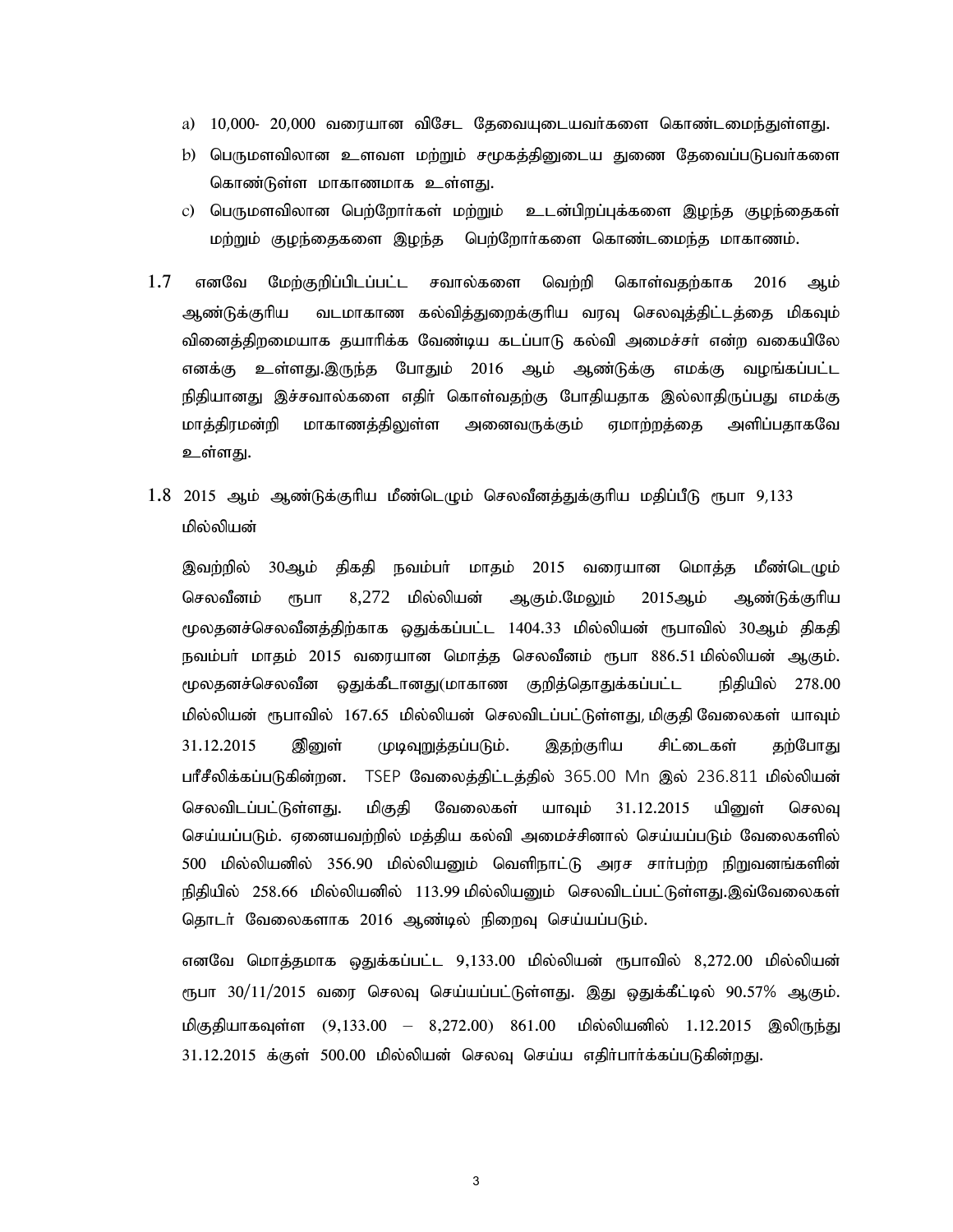a) 10,000- 20,000 வரையான விசேட தேவையுடையவர்களை கொண்டமைந்துள்ளது.

b) பெருமளவிலான உளவள மற்றும் சமூகத்தினுடைய துணை தேவைப்படுபவர்களை கொண்டுள்ள மாகாணமாக உள்ளது.

c) பெருமளவிலான பெற்றோர்கள் மற்றும் உடன்பிறப்புக்களை இழந்த குழந்தைகள் மற்றும் குழந்தைகளை இழந்த பெற்றோர்களை கொண்டமைந்த மாகாணம்.

1.7 எனவே மேற்குறிப்பிடப்பட்ட சவால்களை வெற்றி கொள்வதற்காக 2016 ஆம் ஆண்டுக்குரிய வடமாகாண கல்வித்துறைக்குரிய வரவு செலவுத்திட்டத்தை மிகவும் வினைத்திறமையாக தயாரிக்க வேண்டிய கடப்பாடு கல்வி அமைச்சர் என்ற வகையிலே எனக்கு உள்ளது.இருந்த போதும் 2016 ஆம் ஆண்டுக்கு எமக்கு வழங்கப்பட்ட நிதியானது இச்சவால்களை எதிர் கொள்வதற்கு போதியதாக இல்லாதிருப்பது எமக்கு மாத்திரமன்றி மாகாணத்திலுள்ள அனைவருக்கும் ஏமாற்றத்தை அளிப்பதாகவே உள்ளது.

1.8 2015 ஆம் ஆண்டுக்குரிய மீண்டெழும் செலவீனத்துக்குரிய மதிப்பீடு ரூபா 9,133 மில்லியன்

இவற்றில் 30ஆம் திகதி நவம்பர் மாதம் 2015 வரையான மொத்த மீண்டெழும் செலவீனம் ரூபா 8,272 மில்லியன் ஆகும்.மேலும் 2015ஆம் ஆண்டுக்குரிய மூலதனச்செலவீனத்திற்காக ஒதுக்கப்பட்ட 1404.33 மில்லியன் ரூபாவில் 30ஆம் திகதி நவம்பர் மாதம் 2015 வரையான மொத்த செலவீனம் ரூபா 886.51 மில்லியன் ஆகும். மூலதனச்செலவீன ஒதுக்கீடானது(மாகாண குறித்தொதுக்கப்பட்ட நிதியில் 278.00 மில்லியன் ரூபாவில் 167.65 மில்லியன் செலவிடப்பட்டுள்ளது, மிகுதி வேலைகள் யாவும் 31.12.2015 இனுள் முடிவுறுத்தப்படும். இதற்குரிய சிட்டைகள் தற்போது பரீசீலிக்கப்படுகின்றன. TSEP வேலைத்திட்டத்தில் 365.00 Mn இல் 236.811 மில்லியன் செலவிடப்பட்டுள்ளது. மிகுதி வேலைகள் யாவும் 31.12.2015 யினுள் செலவு செய்யப்படும். ஏனையவற்றில் மத்திய கல்வி அமைச்சினால் செய்யப்படும் வேலைகளில் 500 மில்லியனில் 356.90 மில்லியனும் வெளிநாட்டு அரச சார்பற்ற நிறுவனங்களின் நிதியில் 258.66 மில்லியனில் 113.99 மில்லியனும் செலவிடப்பட்டுள்ளது.இவ்வேலைகள் தொடர் வேலைகளாக 2016 ஆண்டில் நிறைவு செய்யப்படும்.

எனவே மொத்தமாக ஒதுக்கப்பட்ட 9,133.00 மில்லியன் ரூபாவில் 8,272.00 மில்லியன் ரூபா 30/11/2015 வரை செலவு செய்யப்பட்டுள்ளது. இது ஒதுக்கீட்டில் 90.57% ஆகும். மிகுதியாகவுள்ள (9,133.00 – 8,272.00) 861.00 மில்லியனில் 1.12.2015 இலிருந்து 31.12.2015 க்குள் 500.00 மில்லியன் செலவு செய்ய எதிர்பார்க்கப்படுகின்றது.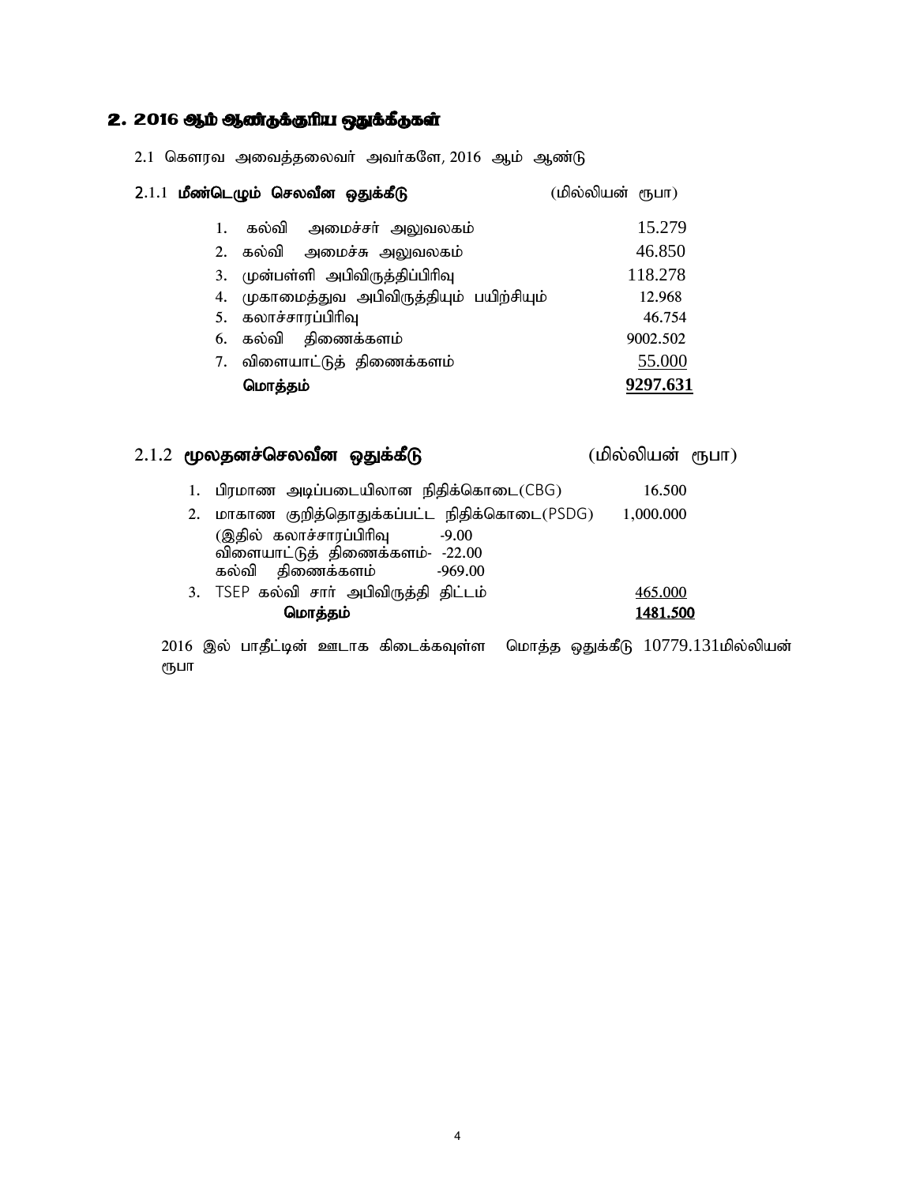## 2. 2016 ஆம் ஆண்டுக்குரிய ஒதுக்கீடுகள்

2.1 கௌரவ அவைத்தலைவர் அவர்களே, 2016 ஆம் ஆண்டு

### 2.1.1 மீண்டெழும் செலவீன ஒதுக்கீடு (மில்லியன் ரூபா)

| | | |
|---|---|---|
| 1. | கல்வி அமைச்சர் அலுவலகம் | 15.279 |
| 2. | கல்வி அமைச்சு அலுவலகம் | 46.850 |
| 3. | முன்பள்ளி அபிவிருத்திப்பிரிவு | 118.278 |
| 4. | முகாமைத்துவ அபிவிருத்தியும் பயிற்சியும் | 12.968 |
| 5. | கலாச்சாரப்பிரிவு | 46.754 |
| 6. | கல்வி திணைக்களம் | 9002.502 |
| 7. | விளையாட்டுத் திணைக்களம் | 55.000 |
| | **மொத்தம்** | **9297.631** |

### 2.1.2 மூலதனச்செலவீன ஒதுக்கீடு (மில்லியன் ரூபா)

| | | |
|---|---|---|
| 1. | பிரமாண அடிப்படையிலான நிதிக்கொடை(CBG) | 16.500 |
| 2. | மாகாண குறித்தொதுக்கப்பட்ட நிதிக்கொடை(PSDG)<br>(இதில் கலாச்சாரப்பிரிவு -9.00<br>விளையாட்டுத் திணைக்களம்- -22.00<br>கல்வி திணைக்களம் -969.00 | 1,000.000 |
| 3. | TSEP கல்வி சார் அபிவிருத்தி திட்டம் | 465.000 |
| | **மொத்தம்** | **1481.500** |

2016 இல் பாதீட்டின் ஊடாக கிடைக்கவுள்ள மொத்த ஒதுக்கீடு 10779.131மில்லியன் ரூபா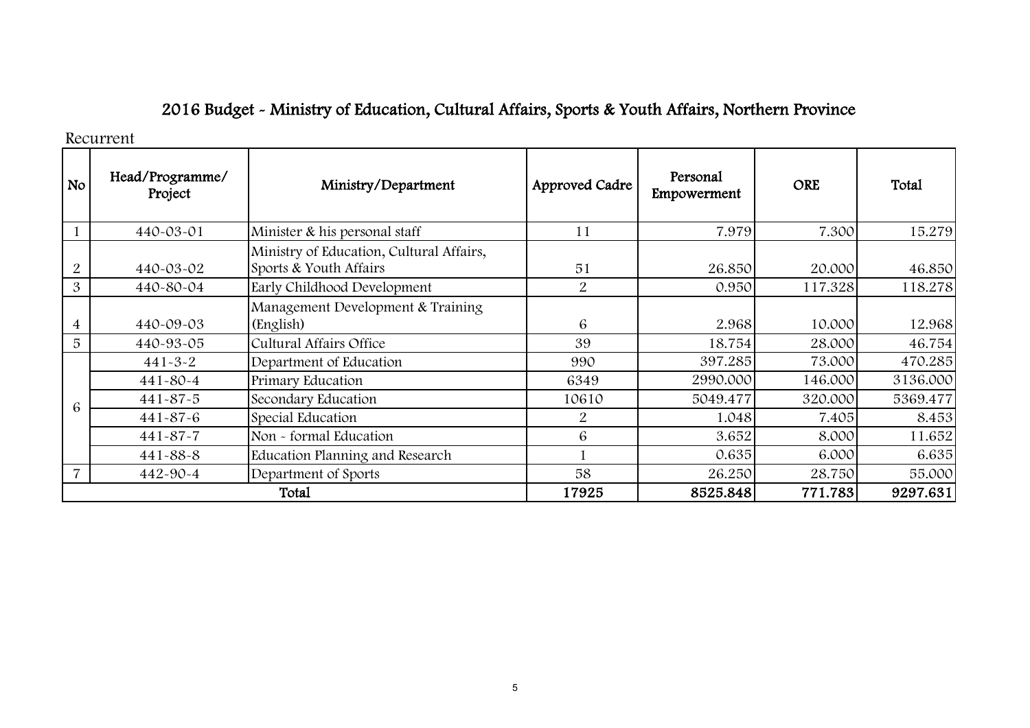# 2016 Budget - Ministry of Education, Cultural Affairs, Sports & Youth Affairs, Northern Province

Recurrent

| No | Head/Programme/ Project | Ministry/Department | Approved Cadre | Personal Empowerment | ORE | Total |
|---|---|---|---|---|---|---|
| 1 | 440-03-01 | Minister & his personal staff | 11 | 7.979 | 7.300 | 15.279 |
| 2 | 440-03-02 | Ministry of Education, Cultural Affairs, Sports & Youth Affairs | 51 | 26.850 | 20.000 | 46.850 |
| 3 | 440-80-04 | Early Childhood Development | 2 | 0.950 | 117.328 | 118.278 |
| 4 | 440-09-03 | Management Development & Training (English) | 6 | 2.968 | 10.000 | 12.968 |
| 5 | 440-93-05 | Cultural Affairs Office | 39 | 18.754 | 28.000 | 46.754 |
| 6 | 441-3-2 | Department of Education | 990 | 397.285 | 73.000 | 470.285 |
| | 441-80-4 | Primary Education | 6349 | 2990.000 | 146.000 | 3136.000 |
| | 441-87-5 | Secondary Education | 10610 | 5049.477 | 320.000 | 5369.477 |
| | 441-87-6 | Special Education | 2 | 1.048 | 7.405 | 8.453 |
| | 441-87-7 | Non - formal Education | 6 | 3.652 | 8.000 | 11.652 |
| | 441-88-8 | Education Planning and Research | 1 | 0.635 | 6.000 | 6.635 |
| 7 | 442-90-4 | Department of Sports | 58 | 26.250 | 28.750 | 55.000 |
| **Total** | | | **17925** | **8525.848** | **771.783** | **9297.631** |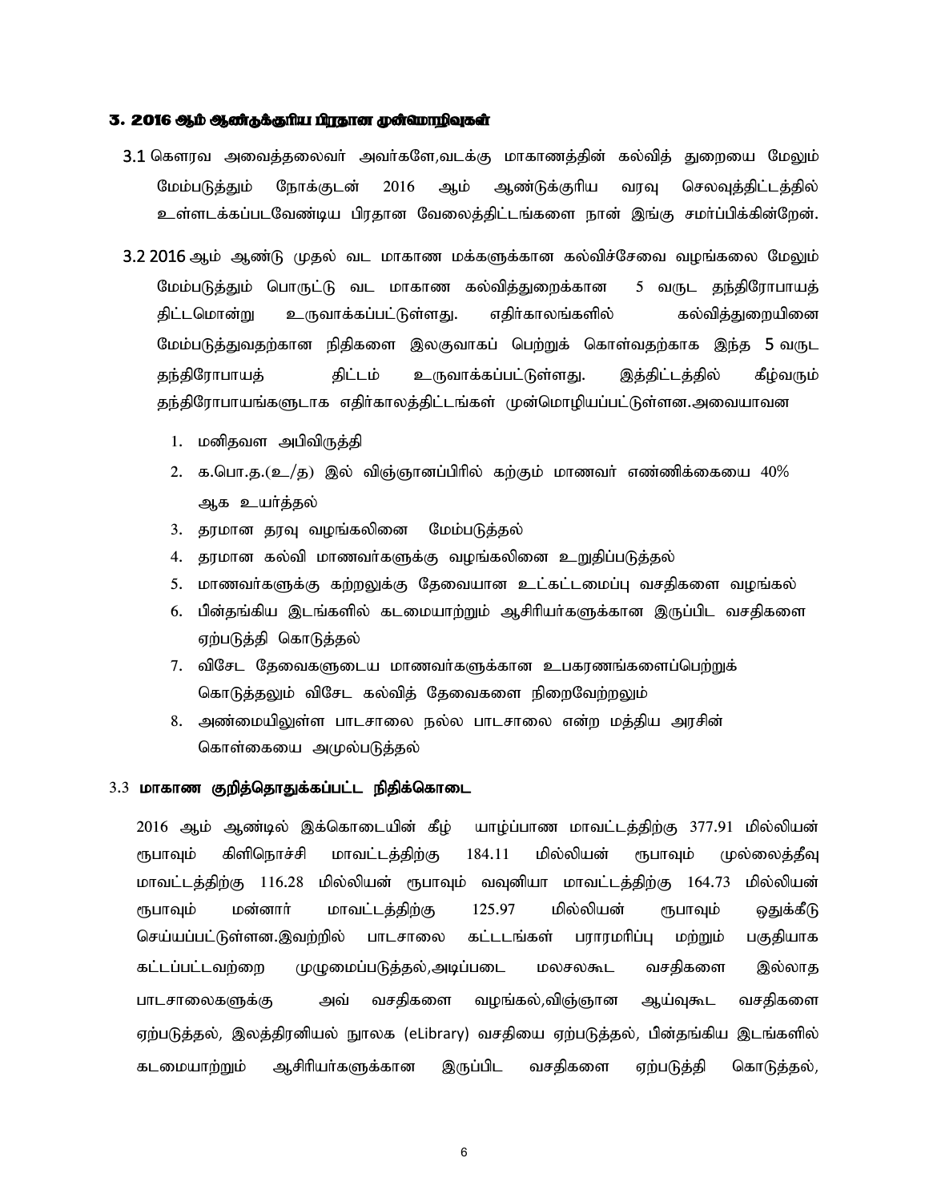### 3. 2016 ஆம் ஆண்டுக்குரிய பிரதான முன்மொழிவுகள்

3.1 கௌரவ அவைத்தலைவர் அவர்களே,வடக்கு மாகாணத்தின் கல்வித் துறையை மேலும் மேம்படுத்தும் நோக்குடன் 2016 ஆம் ஆண்டுக்குரிய வரவு செலவுத்திட்டத்தில் உள்ளடக்கப்படவேண்டிய பிரதான வேலைத்திட்டங்களை நான் இங்கு சமா்ப்பிக்கின்றேன்.

3.2 2016 ஆம் ஆண்டு முதல் வட மாகாண மக்களுக்கான கல்விச்சேவை வழங்கலை மேலும் மேம்படுத்தும் பொருட்டு வட மாகாண கல்வித்துறைக்கான 5 வருட தந்திரோபாயத் திட்டமொன்று உருவாக்கப்பட்டுள்ளது. எதிர்காலங்களில் கல்வித்துறையினை மேம்படுத்துவதற்கான நிதிகளை இலகுவாகப் பெற்றுக் கொள்வதற்காக இந்த 5 வருட தந்திரோபாயத் திட்டம் உருவாக்கப்பட்டுள்ளது. இத்திட்டத்தில் கீழ்வரும் தந்திரோபாயங்களுடாக எதிர்காலத்திட்டங்கள் முன்மொழியப்பட்டுள்ளன.அவையாவன

1. மனிதவள அபிவிருத்தி
2. க.பொ.த.(உ/த) இல் விஞ்ஞானப்பிரில் கற்கும் மாணவர் எண்ணிக்கையை 40% ஆக உயர்த்தல்
3. தரமான தரவு வழங்கலினை மேம்படுத்தல்
4. தரமான கல்வி மாணவர்களுக்கு வழங்கலினை உறுதிப்படுத்தல்
5. மாணவர்களுக்கு கற்றலுக்கு தேவையான உட்கட்டமைப்பு வசதிகளை வழங்கல்
6. பின்தங்கிய இடங்களில் கடமையாற்றும் ஆசிரியர்களுக்கான இருப்பிட வசதிகளை ஏற்படுத்தி கொடுத்தல்
7. விசேட தேவைகளுடைய மாணவர்களுக்கான உபகரணங்களைப்பெற்றுக் கொடுத்தலும் விசேட கல்வித் தேவைகளை நிறைவேற்றலும்
8. அண்மையிலுள்ள பாடசாலை நல்ல பாடசாலை என்ற மத்திய அரசின் கொள்கையை அமுல்படுத்தல்

3.3 **மாகாண குறித்தொதுக்கப்பட்ட நிதிக்கொடை**

2016 ஆம் ஆண்டில் இக்கொடையின் கீழ் யாழ்ப்பாண மாவட்டத்திற்கு 377.91 மில்லியன் ரூபாவும் கிளிநொச்சி மாவட்டத்திற்கு 184.11 மில்லியன் ரூபாவும் முல்லைத்தீவு மாவட்டத்திற்கு 116.28 மில்லியன் ரூபாவும் வவுனியா மாவட்டத்திற்கு 164.73 மில்லியன் ரூபாவும் மன்னார் மாவட்டத்திற்கு 125.97 மில்லியன் ரூபாவும் ஒதுக்கீடு செய்யப்பட்டுள்ளன.இவற்றில் பாடசாலை கட்டடங்கள் பராமரிப்பு மற்றும் பகுதியாக கட்டப்பட்டவற்றை முழுமைப்படுத்தல்,அடிப்படை மலசலகூட வசதிகளை இல்லாத பாடசாலைகளுக்கு அவ் வசதிகளை வழங்கல்,விஞ்ஞான ஆய்வுகூட வசதிகளை ஏற்படுத்தல், இலத்திரனியல் நூலக (eLibrary) வசதியை ஏற்படுத்தல், பின்தங்கிய இடங்களில் கடமையாற்றும் ஆசிரியர்களுக்கான இருப்பிட வசதிகளை ஏற்படுத்தி கொடுத்தல்,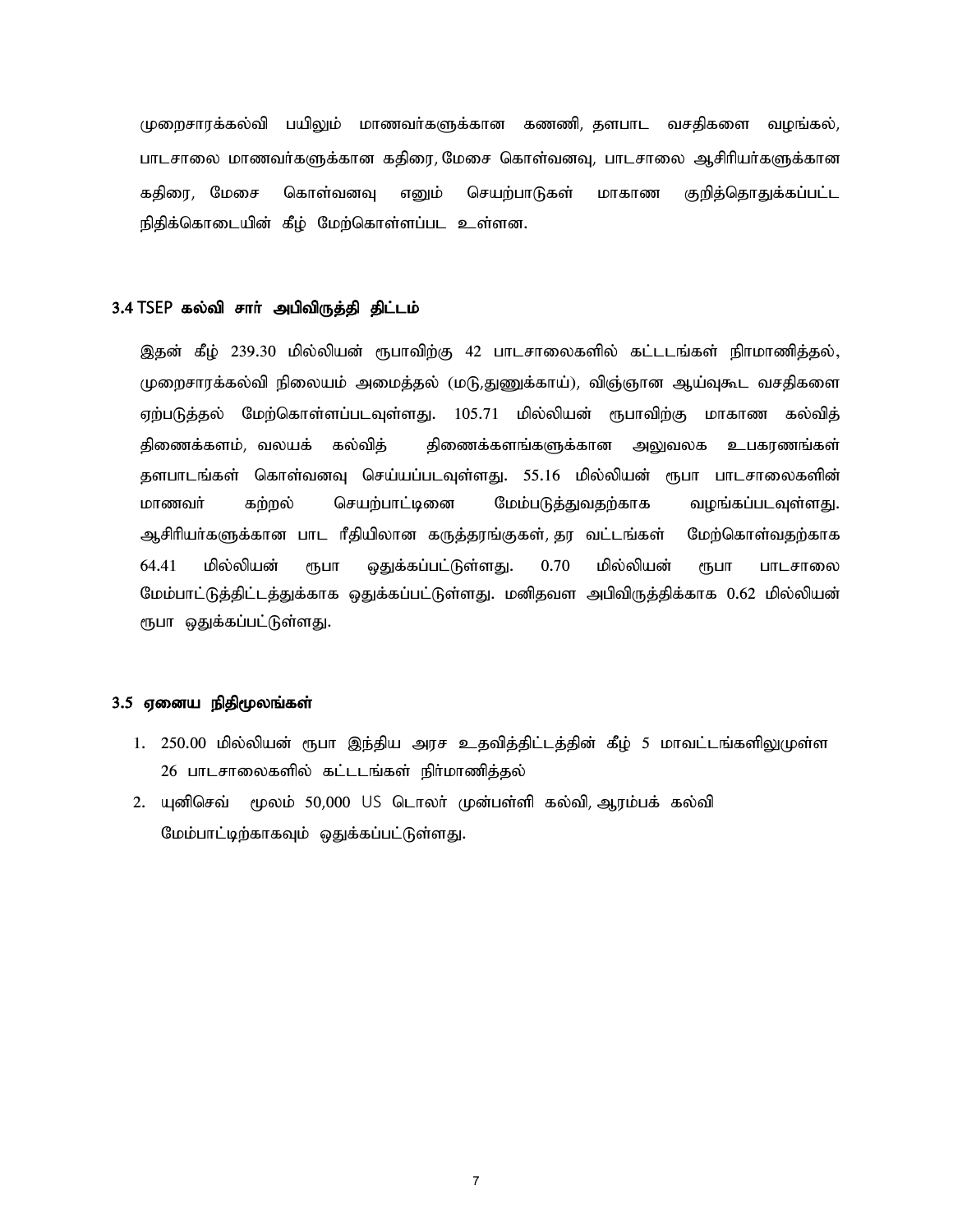முறைசாரக்கல்வி பயிலும் மாணவர்களுக்கான கணணி, தளபாட வசதிகளை வழங்கல், பாடசாலை மாணவர்களுக்கான கதிரை, மேசை கொள்வனவு, பாடசாலை ஆசிரியர்களுக்கான கதிரை, மேசை கொள்வனவு எனும் செயற்பாடுகள் மாகாண குறித்தொதுக்கப்பட்ட நிதிக்கொடையின் கீழ் மேற்கொள்ளப்பட உள்ளன.

### 3.4 TSEP கல்வி சார் அபிவிருத்தி திட்டம்

இதன் கீழ் 239.30 மில்லியன் ரூபாவிற்கு 42 பாடசாலைகளில் கட்டடங்கள் நிர்மாணித்தல், முறைசாரக்கல்வி நிலையம் அமைத்தல் (மடு,துணுக்காய்), விஞ்ஞான ஆய்வுகூட வசதிகளை ஏற்படுத்தல் மேற்கொள்ளப்படவுள்ளது. 105.71 மில்லியன் ரூபாவிற்கு மாகாண கல்வித் திணைக்களம், வலயக் கல்வித் திணைக்களங்களுக்கான அலுவலக உபகரணங்கள் தளபாடங்கள் கொள்வனவு செய்யப்படவுள்ளது. 55.16 மில்லியன் ரூபா பாடசாலைகளின் மாணவர் கற்றல் செயற்பாட்டினை மேம்படுத்துவதற்காக வழங்கப்படவுள்ளது. ஆசிரியர்களுக்கான பாட ரீதியிலான கருத்தரங்குகள், தர வட்டங்கள் மேற்கொள்வதற்காக 64.41 மில்லியன் ரூபா ஒதுக்கப்பட்டுள்ளது. 0.70 மில்லியன் ரூபா பாடசாலை மேம்பாட்டுத்திட்டத்துக்காக ஒதுக்கப்பட்டுள்ளது. மனிதவள அபிவிருத்திக்காக 0.62 மில்லியன் ரூபா ஒதுக்கப்பட்டுள்ளது.

### 3.5 ஏனைய நிதிமூலங்கள்

1. 250.00 மில்லியன் ரூபா இந்திய அரச உதவித்திட்டத்தின் கீழ் 5 மாவட்டங்களிலுமுள்ள 26 பாடசாலைகளில் கட்டடங்கள் நிர்மாணித்தல்
2. யுனிசெவ் மூலம் 50,000 US டொலர் முன்பள்ளி கல்வி, ஆரம்பக் கல்வி மேம்பாட்டிற்காகவும் ஒதுக்கப்பட்டுள்ளது.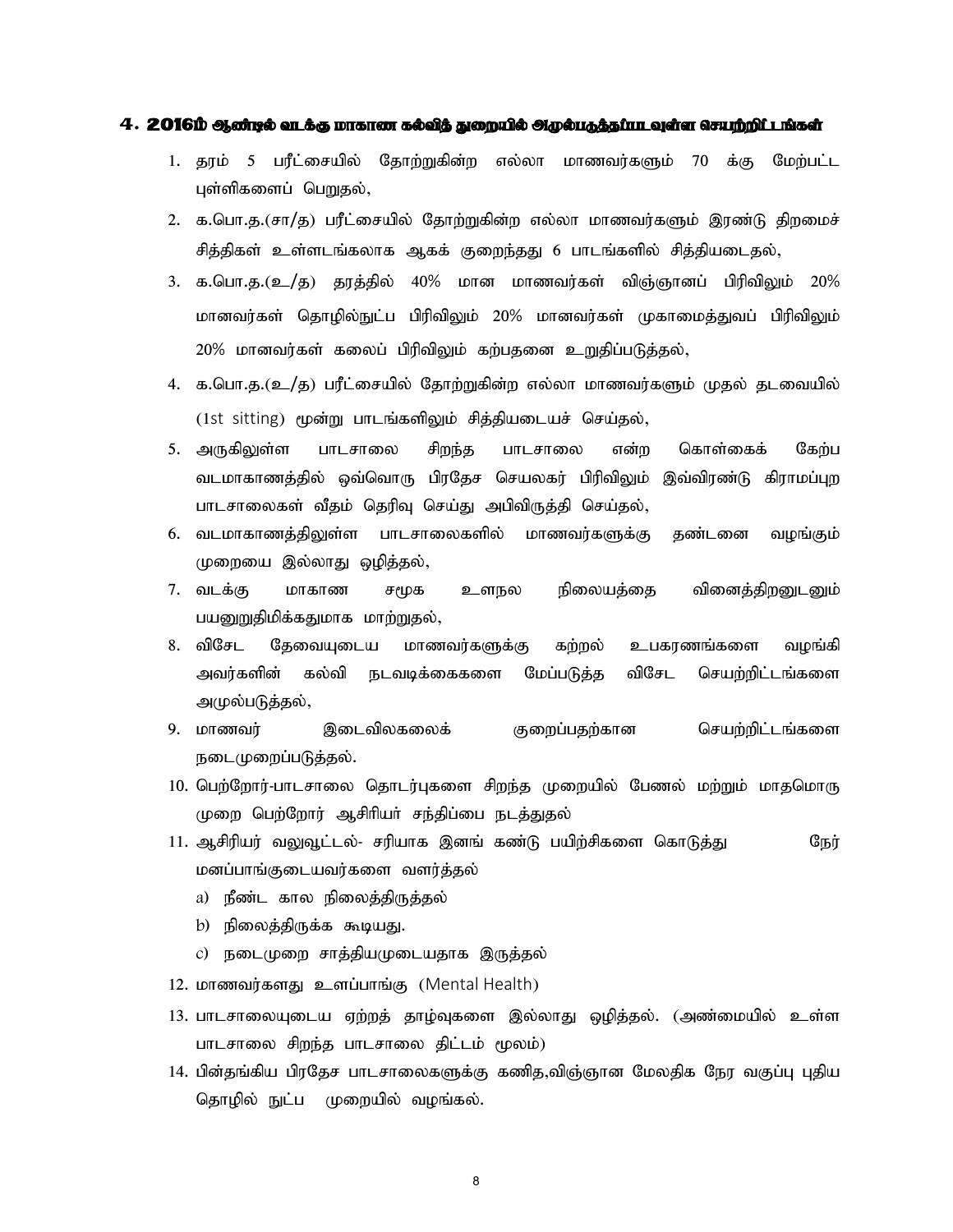## 4. 2016ம் ஆண்டில் வடக்கு மாகாண கல்வித் துறையில் அமுல்படுத்தப்படவுள்ள செயற்றிட்டங்கள்

1. தரம் 5 பரீட்சையில் தோற்றுகின்ற எல்லா மாணவர்களும் 70 க்கு மேற்பட்ட புள்ளிகளைப் பெறுதல்,
2. க.பொ.த.(சா/த) பரீட்சையில் தோற்றுகின்ற எல்லா மாணவர்களும் இரண்டு திறமைச் சித்திகள் உள்ளடங்கலாக ஆகக் குறைந்தது 6 பாடங்களில் சித்தியடைதல்,
3. க.பொ.த.(உ/த) தரத்தில் 40% மான மாணவர்கள் விஞ்ஞானப் பிரிவிலும் 20% மானவர்கள் தொழில்நுட்ப பிரிவிலும் 20% மானவர்கள் முகாமைத்துவப் பிரிவிலும் 20% மானவர்கள் கலைப் பிரிவிலும் கற்பதனை உறுதிப்படுத்தல்,
4. க.பொ.த.(உ/த) பரீட்சையில் தோற்றுகின்ற எல்லா மாணவர்களும் முதல் தடவையில் (1st sitting) மூன்று பாடங்களிலும் சித்தியடையச் செய்தல்,
5. அருகிலுள்ள பாடசாலை சிறந்த பாடசாலை என்ற கொள்கைக் கேற்ப வடமாகாணத்தில் ஒவ்வொரு பிரதேச செயலகர் பிரிவிலும் இவ்விரண்டு கிராமப்புற பாடசாலைகள் வீதம் தெரிவு செய்து அபிவிருத்தி செய்தல்,
6. வடமாகாணத்திலுள்ள பாடசாலைகளில் மாணவர்களுக்கு தண்டனை வழங்கும் முறையை இல்லாது ஒழித்தல்,
7. வடக்கு மாகாண சமூக உளநல நிலையத்தை வினைத்திறனுடனும் பயனுறுதிமிக்கதுமாக மாற்றுதல்,
8. விசேட தேவையுடைய மாணவர்களுக்கு கற்றல் உபகரணங்களை வழங்கி அவர்களின் கல்வி நடவடிக்கைகளை மேப்படுத்த விசேட செயற்றிட்டங்களை அமுல்படுத்தல்,
9. மாணவர் இடைவிலகலைக் குறைப்பதற்கான செயற்றிட்டங்களை நடைமுறைப்படுத்தல்.
10. பெற்றோர்-பாடசாலை தொடர்புகளை சிறந்த முறையில் பேணல் மற்றும் மாதமொரு முறை பெற்றோர் ஆசிரியர் சந்திப்பை நடத்துதல்
11. ஆசிரியர் வலுவூட்டல்- சரியாக இனங் கண்டு பயிற்சிகளை கொடுத்து நேர் மனப்பாங்குடையவர்களை வளர்த்தல்
    a) நீண்ட கால நிலைத்திருத்தல்
    b) நிலைத்திருக்க கூடியது.
    c) நடைமுறை சாத்தியமுடையதாக இருத்தல்
12. மாணவர்களது உளப்பாங்கு (Mental Health)
13. பாடசாலையுடைய ஏற்றத் தாழ்வுகளை இல்லாது ஒழித்தல். (அண்மையில் உள்ள பாடசாலை சிறந்த பாடசாலை திட்டம் மூலம்)
14. பின்தங்கிய பிரதேச பாடசாலைகளுக்கு கணித,விஞ்ஞான மேலதிக நேர வகுப்பு புதிய தொழில் நுட்ப முறையில் வழங்கல்.